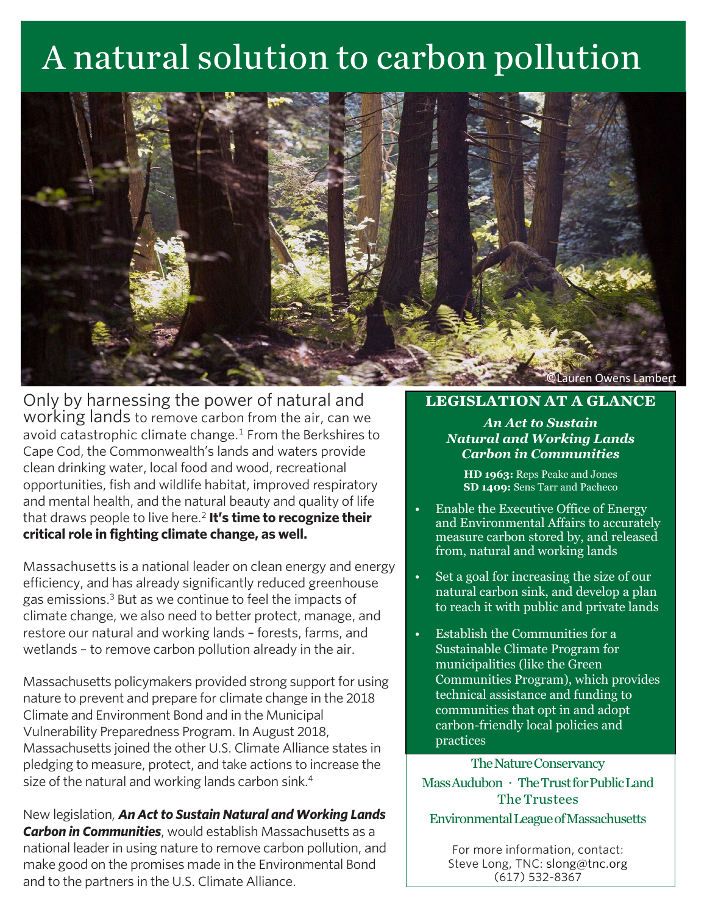# A natural solution to carbon pollution

©Lauren Owens Lambert

Only by harnessing the power of natural and working lands to remove carbon from the air, can we avoid catastrophic climate change.[1] From the Berkshires to Cape Cod, the Commonwealth's lands and waters provide clean drinking water, local food and wood, recreational opportunities, fish and wildlife habitat, improved respiratory and mental health, and the natural beauty and quality of life that draws people to live here.[2] **It's time to recognize their critical role in fighting climate change, as well.**

Massachusetts is a national leader on clean energy and energy efficiency, and has already significantly reduced greenhouse gas emissions.[3] But as we continue to feel the impacts of climate change, we also need to better protect, manage, and restore our natural and working lands – forests, farms, and wetlands – to remove carbon pollution already in the air.

Massachusetts policymakers provided strong support for using nature to prevent and prepare for climate change in the 2018 Climate and Environment Bond and in the Municipal Vulnerability Preparedness Program. In August 2018, Massachusetts joined the other U.S. Climate Alliance states in pledging to measure, protect, and take actions to increase the size of the natural and working lands carbon sink.[4]

New legislation, ***An Act to Sustain Natural and Working Lands Carbon in Communities***, would establish Massachusetts as a national leader in using nature to remove carbon pollution, and make good on the promises made in the Environmental Bond and to the partners in the U.S. Climate Alliance.

## LEGISLATION AT A GLANCE

***An Act to Sustain Natural and Working Lands Carbon in Communities***

**HD 1963:** Reps Peake and Jones
**SD 1409:** Sens Tarr and Pacheco

- Enable the Executive Office of Energy and Environmental Affairs to accurately measure carbon stored by, and released from, natural and working lands
- Set a goal for increasing the size of our natural carbon sink, and develop a plan to reach it with public and private lands
- Establish the Communities for a Sustainable Climate Program for municipalities (like the Green Communities Program), which provides technical assistance and funding to communities that opt in and adopt carbon-friendly local policies and practices

The Nature Conservancy
Mass Audubon · The Trust for Public Land
The Trustees
Environmental League of Massachusetts

For more information, contact:
Steve Long, TNC: slong@tnc.org
(617) 532-8367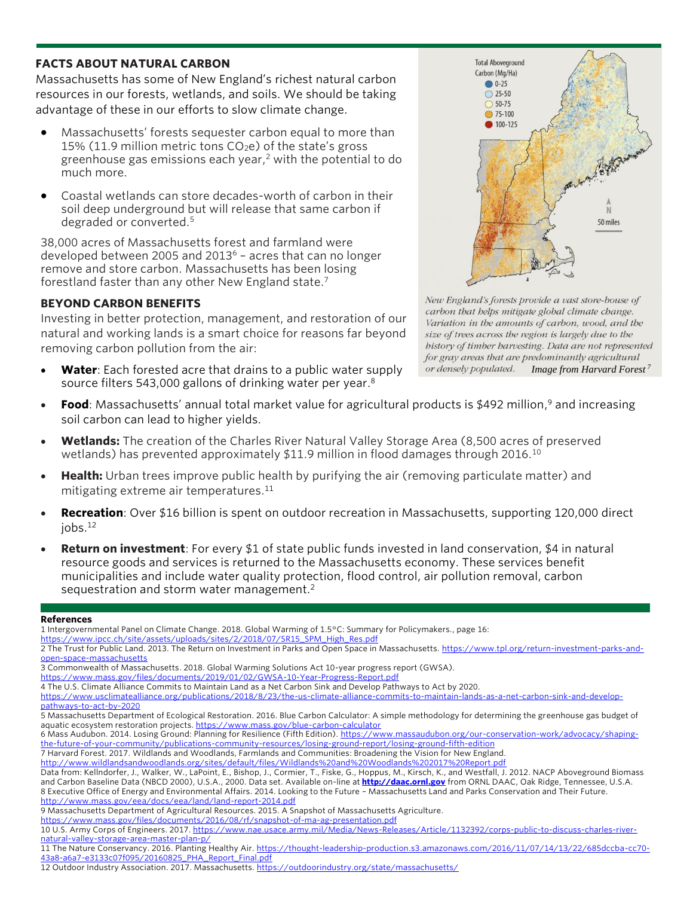## FACTS ABOUT NATURAL CARBON

Massachusetts has some of New England's richest natural carbon resources in our forests, wetlands, and soils. We should be taking advantage of these in our efforts to slow climate change.

- Massachusetts' forests sequester carbon equal to more than 15% (11.9 million metric tons $CO_2$e) of the state's gross greenhouse gas emissions each year,[2] with the potential to do much more.
- Coastal wetlands can store decades-worth of carbon in their soil deep underground but will release that same carbon if degraded or converted.[5]

38,000 acres of Massachusetts forest and farmland were developed between 2005 and 2013[6] – acres that can no longer remove and store carbon. Massachusetts has been losing forestland faster than any other New England state.[7]

Total Aboveground
Carbon (Mg/Ha)
0-25
25-50
50-75
75-100
100-125
N
50 miles

*New England's forests provide a vast store-house of carbon that helps mitigate global climate change. Variation in the amounts of carbon, wood, and the size of trees across the region is largely due to the history of timber harvesting. Data are not represented for gray areas that are predominantly agricultural or densely populated.* *Image from Harvard Forest*[7]

## BEYOND CARBON BENEFITS

Investing in better protection, management, and restoration of our natural and working lands is a smart choice for reasons far beyond removing carbon pollution from the air:

- **Water**: Each forested acre that drains to a public water supply source filters 543,000 gallons of drinking water per year.[8]
- **Food**: Massachusetts' annual total market value for agricultural products is $492 million,[9] and increasing soil carbon can lead to higher yields.
- **Wetlands:** The creation of the Charles River Natural Valley Storage Area (8,500 acres of preserved wetlands) has prevented approximately $11.9 million in flood damages through 2016.[10]
- **Health:** Urban trees improve public health by purifying the air (removing particulate matter) and mitigating extreme air temperatures.[11]
- **Recreation**: Over $16 billion is spent on outdoor recreation in Massachusetts, supporting 120,000 direct jobs.[12]
- **Return on investment**: For every $1 of state public funds invested in land conservation, $4 in natural resource goods and services is returned to the Massachusetts economy. These services benefit municipalities and include water quality protection, flood control, air pollution removal, carbon sequestration and storm water management.[2]

**References**

1 Intergovernmental Panel on Climate Change. 2018. Global Warming of 1.5°C: Summary for Policymakers., page 16: https://www.ipcc.ch/site/assets/uploads/sites/2/2018/07/SR15_SPM_High_Res.pdf

2 The Trust for Public Land. 2013. The Return on Investment in Parks and Open Space in Massachusetts. https://www.tpl.org/return-investment-parks-and-open-space-massachusetts

3 Commonwealth of Massachusetts. 2018. Global Warming Solutions Act 10-year progress report (GWSA). https://www.mass.gov/files/documents/2019/01/02/GWSA-10-Year-Progress-Report.pdf

4 The U.S. Climate Alliance Commits to Maintain Land as a Net Carbon Sink and Develop Pathways to Act by 2020. https://www.usclimatealliance.org/publications/2018/8/23/the-us-climate-alliance-commits-to-maintain-lands-as-a-net-carbon-sink-and-develop-pathways-to-act-by-2020

5 Massachusetts Department of Ecological Restoration. 2016. Blue Carbon Calculator: A simple methodology for determining the greenhouse gas budget of aquatic ecosystem restoration projects. https://www.mass.gov/blue-carbon-calculator

6 Mass Audubon. 2014. Losing Ground: Planning for Resilience (Fifth Edition). https://www.massaudubon.org/our-conservation-work/advocacy/shaping-the-future-of-your-community/publications-community-resources/losing-ground-report/losing-ground-fifth-edition

7 Harvard Forest. 2017. Wildlands and Woodlands, Farmlands and Communities: Broadening the Vision for New England. http://www.wildlandsandwoodlands.org/sites/default/files/Wildlands%20and%20Woodlands%202017%20Report.pdf

Data from: Kellndorfer, J., Walker, W., LaPoint, E., Bishop, J., Cormier, T., Fiske, G., Hoppus, M., Kirsch, K., and Westfall, J. 2012. NACP Aboveground Biomass and Carbon Baseline Data (NBCD 2000), U.S.A., 2000. Data set. Available on-line at **http://daac.ornl.gov** from ORNL DAAC, Oak Ridge, Tennessee, U.S.A.

8 Executive Office of Energy and Environmental Affairs. 2014. Looking to the Future – Massachusetts Land and Parks Conservation and Their Future. http://www.mass.gov/eea/docs/eea/land/land-report-2014.pdf

9 Massachusetts Department of Agricultural Resources. 2015. A Snapshot of Massachusetts Agriculture. https://www.mass.gov/files/documents/2016/08/rf/snapshot-of-ma-ag-presentation.pdf

10 U.S. Army Corps of Engineers. 2017. https://www.nae.usace.army.mil/Media/News-Releases/Article/1132392/corps-public-to-discuss-charles-river-natural-valley-storage-area-master-plan-p/

11 The Nature Conservancy. 2016. Planting Healthy Air. https://thought-leadership-production.s3.amazonaws.com/2016/11/07/14/13/22/685dccba-cc70-43a8-a6a7-e3133c07f095/20160825_PHA_Report_Final.pdf

12 Outdoor Industry Association. 2017. Massachusetts. https://outdoorindustry.org/state/massachusetts/